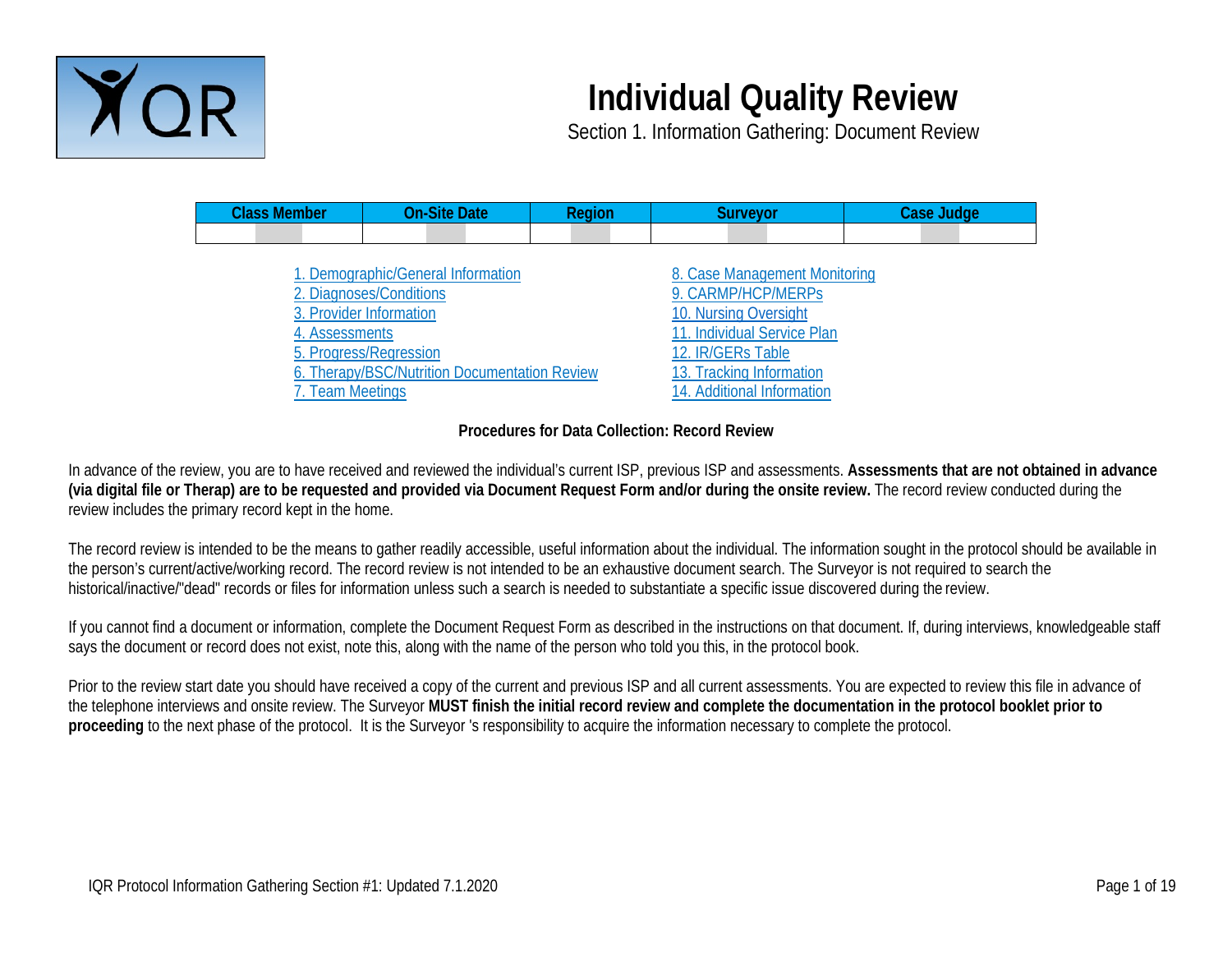# Individual Quality Review

Section 1. Information Gathering: Document Review

| Class Member | On-Site Date | Region | Surveyor | Case Judge |
|---|---|---|---|---|
| | | | | |

- 1. Demographic/General Information
- 2. Diagnoses/Conditions
- 3. Provider Information
- 4. Assessments
- 5. Progress/Regression
- 6. Therapy/BSC/Nutrition Documentation Review
- 7. Team Meetings
- 8. Case Management Monitoring
- 9. CARMP/HCP/MERPs
- 10. Nursing Oversight
- 11. Individual Service Plan
- 12. IR/GERs Table
- 13. Tracking Information
- 14. Additional Information

**Procedures for Data Collection: Record Review**

In advance of the review, you are to have received and reviewed the individual's current ISP, previous ISP and assessments. **Assessments that are not obtained in advance (via digital file or Therap) are to be requested and provided via Document Request Form and/or during the onsite review.** The record review conducted during the review includes the primary record kept in the home.

The record review is intended to be the means to gather readily accessible, useful information about the individual. The information sought in the protocol should be available in the person's current/active/working record. The record review is not intended to be an exhaustive document search. The Surveyor is not required to search the historical/inactive/"dead" records or files for information unless such a search is needed to substantiate a specific issue discovered during the review.

If you cannot find a document or information, complete the Document Request Form as described in the instructions on that document. If, during interviews, knowledgeable staff says the document or record does not exist, note this, along with the name of the person who told you this, in the protocol book.

Prior to the review start date you should have received a copy of the current and previous ISP and all current assessments. You are expected to review this file in advance of the telephone interviews and onsite review. The Surveyor **MUST finish the initial record review and complete the documentation in the protocol booklet prior to proceeding** to the next phase of the protocol. It is the Surveyor 's responsibility to acquire the information necessary to complete the protocol.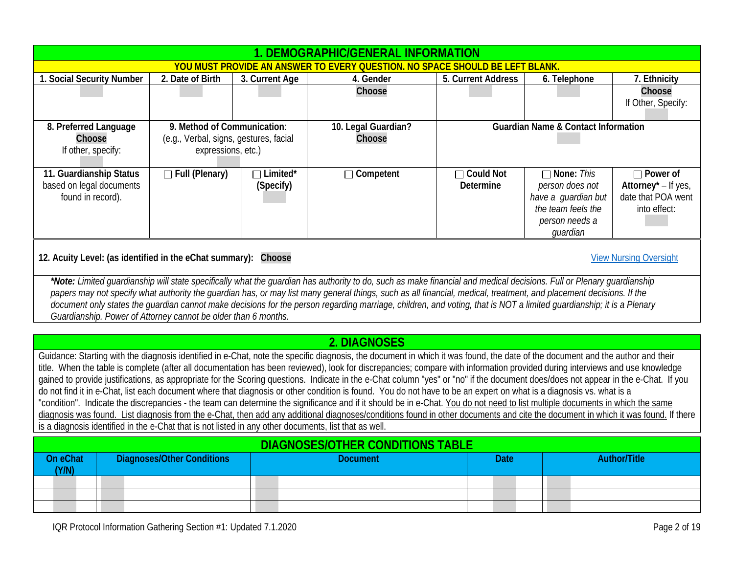## 1. DEMOGRAPHIC/GENERAL INFORMATION

**YOU MUST PROVIDE AN ANSWER TO EVERY QUESTION. NO SPACE SHOULD BE LEFT BLANK.**

| 1. Social Security Number | 2. Date of Birth | 3. Current Age | 4. Gender | 5. Current Address | 6. Telephone | 7. Ethnicity |
|---|---|---|---|---|---|---|
| | | | Choose | | | Choose<br>If Other, Specify: |

| 8. Preferred Language | 9. Method of Communication: | 10. Legal Guardian? | Guardian Name & Contact Information |
|---|---|---|---|
| Choose<br>If other, specify: | (e.g., Verbal, signs, gestures, facial expressions, etc.) | Choose | |

| **11. Guardianship Status** based on legal documents found in record). | ☐ **Full (Plenary)** | ☐ **Limited*** **(Specify)** | ☐ **Competent** | ☐ **Could Not Determine** | ☐ **None:** *This person does not have a guardian but the team feels the person needs a guardian* | ☐ **Power of Attorney*** – If yes, date that POA went into effect: |
|---|---|---|---|---|---|---|

**12. Acuity Level: (as identified in the eChat summary):** Choose

View Nursing Oversight

***Note:** Limited guardianship will state specifically what the guardian has authority to do, such as make financial and medical decisions. Full or Plenary guardianship papers may not specify what authority the guardian has, or may list many general things, such as all financial, medical, treatment, and placement decisions. If the document only states the guardian cannot make decisions for the person regarding marriage, children, and voting, that is NOT a limited guardianship; it is a Plenary Guardianship. Power of Attorney cannot be older than 6 months.*

## 2. DIAGNOSES

Guidance: Starting with the diagnosis identified in e-Chat, note the specific diagnosis, the document in which it was found, the date of the document and the author and their title. When the table is complete (after all documentation has been reviewed), look for discrepancies; compare with information provided during interviews and use knowledge gained to provide justifications, as appropriate for the Scoring questions. Indicate in the e-Chat column "yes" or "no" if the document does/does not appear in the e-Chat. If you do not find it in e-Chat, list each document where that diagnosis or other condition is found. You do not have to be an expert on what is a diagnosis vs. what is a "condition". Indicate the discrepancies - the team can determine the significance and if it should be in e-Chat. You do not need to list multiple documents in which the same diagnosis was found. List diagnosis from the e-Chat, then add any additional diagnoses/conditions found in other documents and cite the document in which it was found. If there is a diagnosis identified in the e-Chat that is not listed in any other documents, list that as well.

### DIAGNOSES/OTHER CONDITIONS TABLE

| On eChat (Y/N) | Diagnoses/Other Conditions | Document | Date | Author/Title |
|---|---|---|---|---|
| | | | | |
| | | | | |
| | | | | |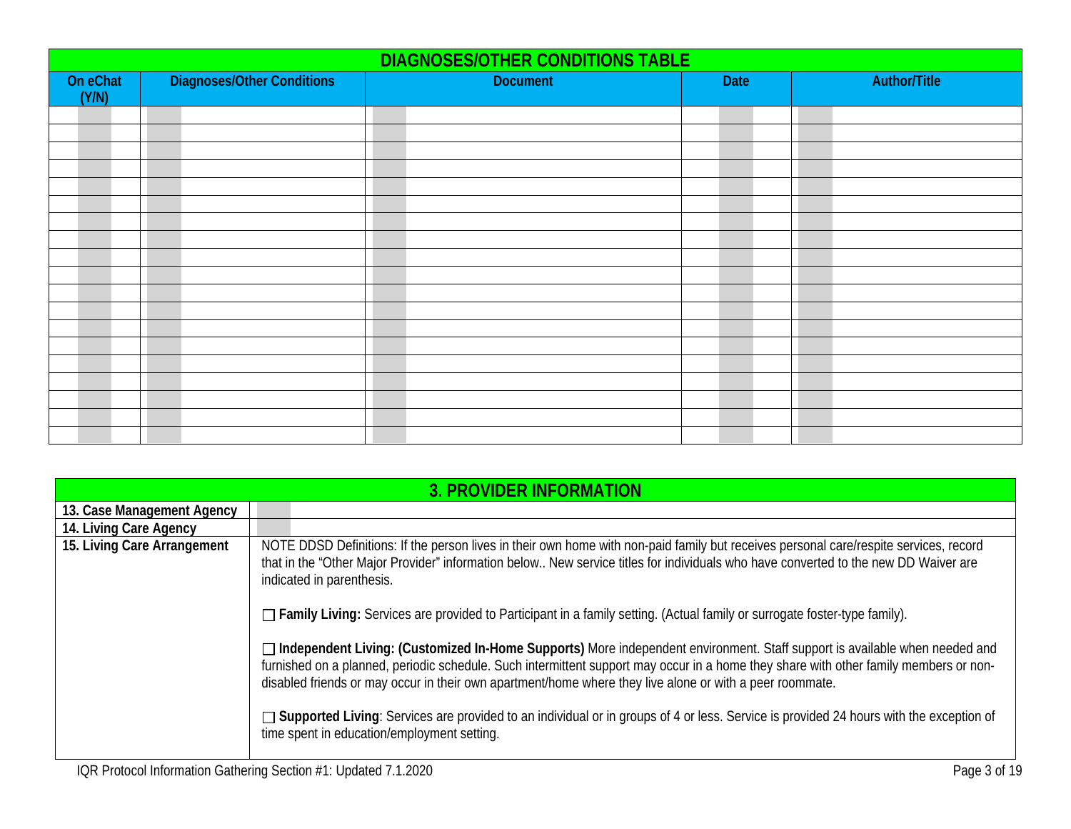## DIAGNOSES/OTHER CONDITIONS TABLE

| On eChat (Y/N) | Diagnoses/Other Conditions | Document | Date | Author/Title |
|---|---|---|---|---|
| | | | | |
| | | | | |
| | | | | |
| | | | | |
| | | | | |
| | | | | |
| | | | | |
| | | | | |
| | | | | |
| | | | | |
| | | | | |
| | | | | |
| | | | | |
| | | | | |
| | | | | |
| | | | | |
| | | | | |
| | | | | |
| | | | | |

## 3. PROVIDER INFORMATION

| | |
|---|---|
| **13. Case Management Agency** | |
| **14. Living Care Agency** | |
| **15. Living Care Arrangement** | NOTE DDSD Definitions: If the person lives in their own home with non-paid family but receives personal care/respite services, record that in the "Other Major Provider" information below.. New service titles for individuals who have converted to the new DD Waiver are indicated in parenthesis.<br><br>☐ **Family Living:** Services are provided to Participant in a family setting. (Actual family or surrogate foster-type family).<br><br>☐ **Independent Living: (Customized In-Home Supports)** More independent environment. Staff support is available when needed and furnished on a planned, periodic schedule. Such intermittent support may occur in a home they share with other family members or non-disabled friends or may occur in their own apartment/home where they live alone or with a peer roommate.<br><br>☐ **Supported Living**: Services are provided to an individual or in groups of 4 or less. Service is provided 24 hours with the exception of time spent in education/employment setting. |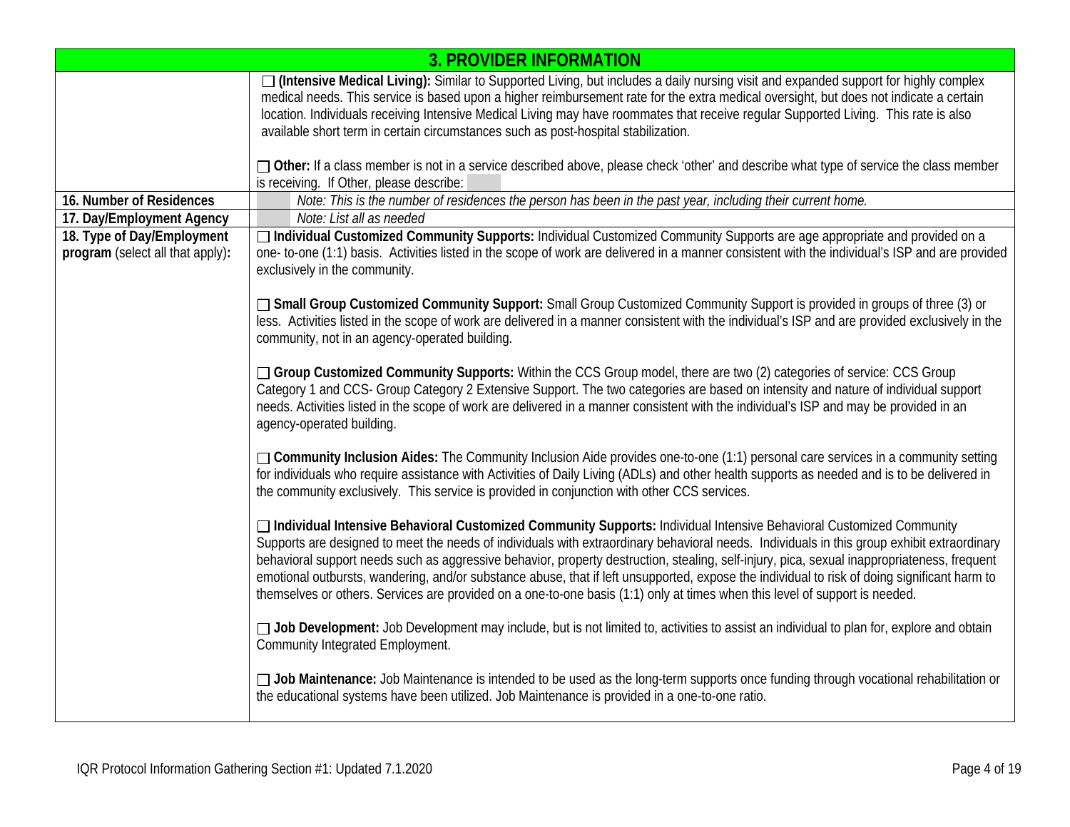| 3. PROVIDER INFORMATION | |
|---|---|
| | ☐ **(Intensive Medical Living):** Similar to Supported Living, but includes a daily nursing visit and expanded support for highly complex medical needs. This service is based upon a higher reimbursement rate for the extra medical oversight, but does not indicate a certain location. Individuals receiving Intensive Medical Living may have roommates that receive regular Supported Living. This rate is also available short term in certain circumstances such as post-hospital stabilization.<br><br>☐ **Other:** If a class member is not in a service described above, please check 'other' and describe what type of service the class member is receiving. If Other, please describe: |
| **16. Number of Residences** | *Note: This is the number of residences the person has been in the past year, including their current home.* |
| **17. Day/Employment Agency** | *Note: List all as needed* |
| **18. Type of Day/Employment program** (select all that apply)**:** | ☐ **Individual Customized Community Supports:** Individual Customized Community Supports are age appropriate and provided on a one- to-one (1:1) basis. Activities listed in the scope of work are delivered in a manner consistent with the individual's ISP and are provided exclusively in the community.<br><br>☐ **Small Group Customized Community Support:** Small Group Customized Community Support is provided in groups of three (3) or less. Activities listed in the scope of work are delivered in a manner consistent with the individual's ISP and are provided exclusively in the community, not in an agency-operated building.<br><br>☐ **Group Customized Community Supports:** Within the CCS Group model, there are two (2) categories of service: CCS Group Category 1 and CCS- Group Category 2 Extensive Support. The two categories are based on intensity and nature of individual support needs. Activities listed in the scope of work are delivered in a manner consistent with the individual's ISP and may be provided in an agency-operated building.<br><br>☐ **Community Inclusion Aides:** The Community Inclusion Aide provides one-to-one (1:1) personal care services in a community setting for individuals who require assistance with Activities of Daily Living (ADLs) and other health supports as needed and is to be delivered in the community exclusively. This service is provided in conjunction with other CCS services.<br><br>☐ **Individual Intensive Behavioral Customized Community Supports:** Individual Intensive Behavioral Customized Community Supports are designed to meet the needs of individuals with extraordinary behavioral needs. Individuals in this group exhibit extraordinary behavioral support needs such as aggressive behavior, property destruction, stealing, self-injury, pica, sexual inappropriateness, frequent emotional outbursts, wandering, and/or substance abuse, that if left unsupported, expose the individual to risk of doing significant harm to themselves or others. Services are provided on a one-to-one basis (1:1) only at times when this level of support is needed.<br><br>☐ **Job Development:** Job Development may include, but is not limited to, activities to assist an individual to plan for, explore and obtain Community Integrated Employment.<br><br>☐ **Job Maintenance:** Job Maintenance is intended to be used as the long-term supports once funding through vocational rehabilitation or the educational systems have been utilized. Job Maintenance is provided in a one-to-one ratio. |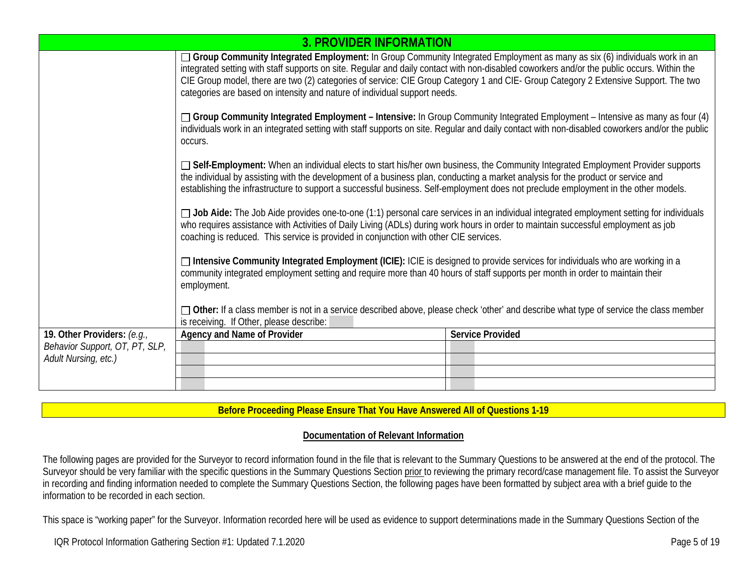## 3. PROVIDER INFORMATION

| | |
|---|---|
| | ☐ **Group Community Integrated Employment:** In Group Community Integrated Employment as many as six (6) individuals work in an integrated setting with staff supports on site. Regular and daily contact with non-disabled coworkers and/or the public occurs. Within the CIE Group model, there are two (2) categories of service: CIE Group Category 1 and CIE- Group Category 2 Extensive Support. The two categories are based on intensity and nature of individual support needs.<br><br>☐ **Group Community Integrated Employment – Intensive:** In Group Community Integrated Employment – Intensive as many as four (4) individuals work in an integrated setting with staff supports on site. Regular and daily contact with non-disabled coworkers and/or the public occurs.<br><br>☐ **Self-Employment:** When an individual elects to start his/her own business, the Community Integrated Employment Provider supports the individual by assisting with the development of a business plan, conducting a market analysis for the product or service and establishing the infrastructure to support a successful business. Self-employment does not preclude employment in the other models.<br><br>☐ **Job Aide:** The Job Aide provides one-to-one (1:1) personal care services in an individual integrated employment setting for individuals who requires assistance with Activities of Daily Living (ADLs) during work hours in order to maintain successful employment as job coaching is reduced. This service is provided in conjunction with other CIE services.<br><br>☐ **Intensive Community Integrated Employment (ICIE):** ICIE is designed to provide services for individuals who are working in a community integrated employment setting and require more than 40 hours of staff supports per month in order to maintain their employment.<br><br>☐ **Other:** If a class member is not in a service described above, please check 'other' and describe what type of service the class member is receiving. If Other, please describe: |

| **19. Other Providers:** *(e.g., Behavior Support, OT, PT, SLP, Adult Nursing, etc.)* | **Agency and Name of Provider** | **Service Provided** |
|---|---|---|
| | | |
| | | |
| | | |
| | | |

**Before Proceeding Please Ensure That You Have Answered All of Questions 1-19**

## Documentation of Relevant Information

The following pages are provided for the Surveyor to record information found in the file that is relevant to the Summary Questions to be answered at the end of the protocol. The Surveyor should be very familiar with the specific questions in the Summary Questions Section prior to reviewing the primary record/case management file. To assist the Surveyor in recording and finding information needed to complete the Summary Questions Section, the following pages have been formatted by subject area with a brief guide to the information to be recorded in each section.

This space is "working paper" for the Surveyor. Information recorded here will be used as evidence to support determinations made in the Summary Questions Section of the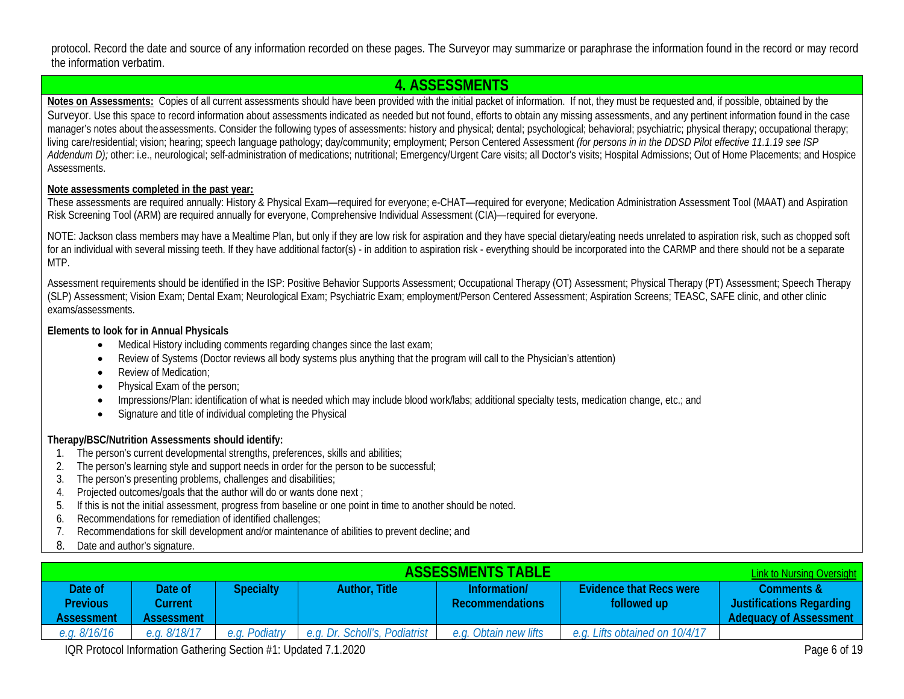protocol. Record the date and source of any information recorded on these pages. The Surveyor may summarize or paraphrase the information found in the record or may record the information verbatim.

## 4. ASSESSMENTS

**Notes on Assessments:** Copies of all current assessments should have been provided with the initial packet of information. If not, they must be requested and, if possible, obtained by the Surveyor. Use this space to record information about assessments indicated as needed but not found, efforts to obtain any missing assessments, and any pertinent information found in the case manager's notes about the assessments. Consider the following types of assessments: history and physical; dental; psychological; behavioral; psychiatric; physical therapy; occupational therapy; living care/residential; vision; hearing; speech language pathology; day/community; employment; Person Centered Assessment *(for persons in in the DDSD Pilot effective 11.1.19 see ISP Addendum D);* other: i.e., neurological; self-administration of medications; nutritional; Emergency/Urgent Care visits; all Doctor's visits; Hospital Admissions; Out of Home Placements; and Hospice Assessments.

**Note assessments completed in the past year:**

These assessments are required annually: History & Physical Exam—required for everyone; e-CHAT—required for everyone; Medication Administration Assessment Tool (MAAT) and Aspiration Risk Screening Tool (ARM) are required annually for everyone, Comprehensive Individual Assessment (CIA)—required for everyone.

NOTE: Jackson class members may have a Mealtime Plan, but only if they are low risk for aspiration and they have special dietary/eating needs unrelated to aspiration risk, such as chopped soft for an individual with several missing teeth. If they have additional factor(s) - in addition to aspiration risk - everything should be incorporated into the CARMP and there should not be a separate MTP.

Assessment requirements should be identified in the ISP: Positive Behavior Supports Assessment; Occupational Therapy (OT) Assessment; Physical Therapy (PT) Assessment; Speech Therapy (SLP) Assessment; Vision Exam; Dental Exam; Neurological Exam; Psychiatric Exam; employment/Person Centered Assessment; Aspiration Screens; TEASC, SAFE clinic, and other clinic exams/assessments.

**Elements to look for in Annual Physicals**

- Medical History including comments regarding changes since the last exam;
- Review of Systems (Doctor reviews all body systems plus anything that the program will call to the Physician's attention)
- Review of Medication;
- Physical Exam of the person;
- Impressions/Plan: identification of what is needed which may include blood work/labs; additional specialty tests, medication change, etc.; and
- Signature and title of individual completing the Physical

**Therapy/BSC/Nutrition Assessments should identify:**

1. The person's current developmental strengths, preferences, skills and abilities;
2. The person's learning style and support needs in order for the person to be successful;
3. The person's presenting problems, challenges and disabilities;
4. Projected outcomes/goals that the author will do or wants done next ;
5. If this is not the initial assessment, progress from baseline or one point in time to another should be noted.
6. Recommendations for remediation of identified challenges;
7. Recommendations for skill development and/or maintenance of abilities to prevent decline; and
8. Date and author's signature.

## ASSESSMENTS TABLE

Link to Nursing Oversight

| Date of Previous Assessment | Date of Current Assessment | Specialty | Author, Title | Information/ Recommendations | Evidence that Recs were followed up | Comments & Justifications Regarding Adequacy of Assessment |
|---|---|---|---|---|---|---|
| *e.g. 8/16/16* | *e.g. 8/18/17* | *e.g. Podiatry* | *e.g. Dr. Scholl's, Podiatrist* | *e.g. Obtain new lifts* | *e.g. Lifts obtained on 10/4/17* | |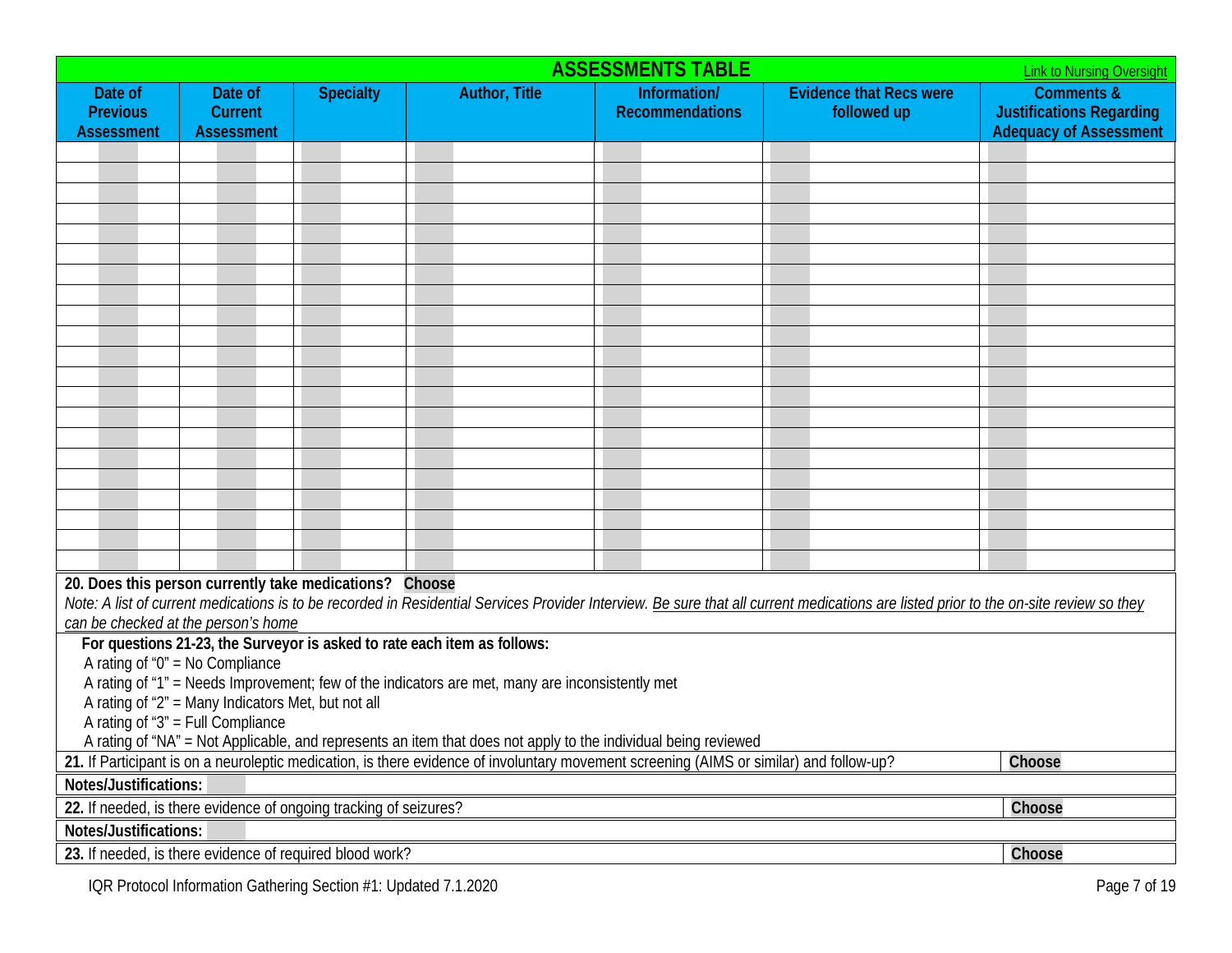## ASSESSMENTS TABLE

Link to Nursing Oversight

| Date of Previous Assessment | Date of Current Assessment | Specialty | Author, Title | Information/ Recommendations | Evidence that Recs were followed up | Comments & Justifications Regarding Adequacy of Assessment |
|---|---|---|---|---|---|---|
| | | | | | | |
| | | | | | | |
| | | | | | | |
| | | | | | | |
| | | | | | | |
| | | | | | | |
| | | | | | | |
| | | | | | | |
| | | | | | | |
| | | | | | | |
| | | | | | | |
| | | | | | | |
| | | | | | | |
| | | | | | | |
| | | | | | | |
| | | | | | | |
| | | | | | | |
| | | | | | | |
| | | | | | | |
| | | | | | | |
| | | | | | | |

**20. Does this person currently take medications?** **Choose**

*Note: A list of current medications is to be recorded in Residential Services Provider Interview. Be sure that all current medications are listed prior to the on-site review so they can be checked at the person's home*

**For questions 21-23, the Surveyor is asked to rate each item as follows:**

A rating of "0" = No Compliance
A rating of "1" = Needs Improvement; few of the indicators are met, many are inconsistently met
A rating of "2" = Many Indicators Met, but not all
A rating of "3" = Full Compliance
A rating of "NA" = Not Applicable, and represents an item that does not apply to the individual being reviewed

| | |
|---|---|
| **21.** If Participant is on a neuroleptic medication, is there evidence of involuntary movement screening (AIMS or similar) and follow-up? | **Choose** |
| **Notes/Justifications:** | |
| **22.** If needed, is there evidence of ongoing tracking of seizures? | **Choose** |
| **Notes/Justifications:** | |
| **23.** If needed, is there evidence of required blood work? | **Choose** |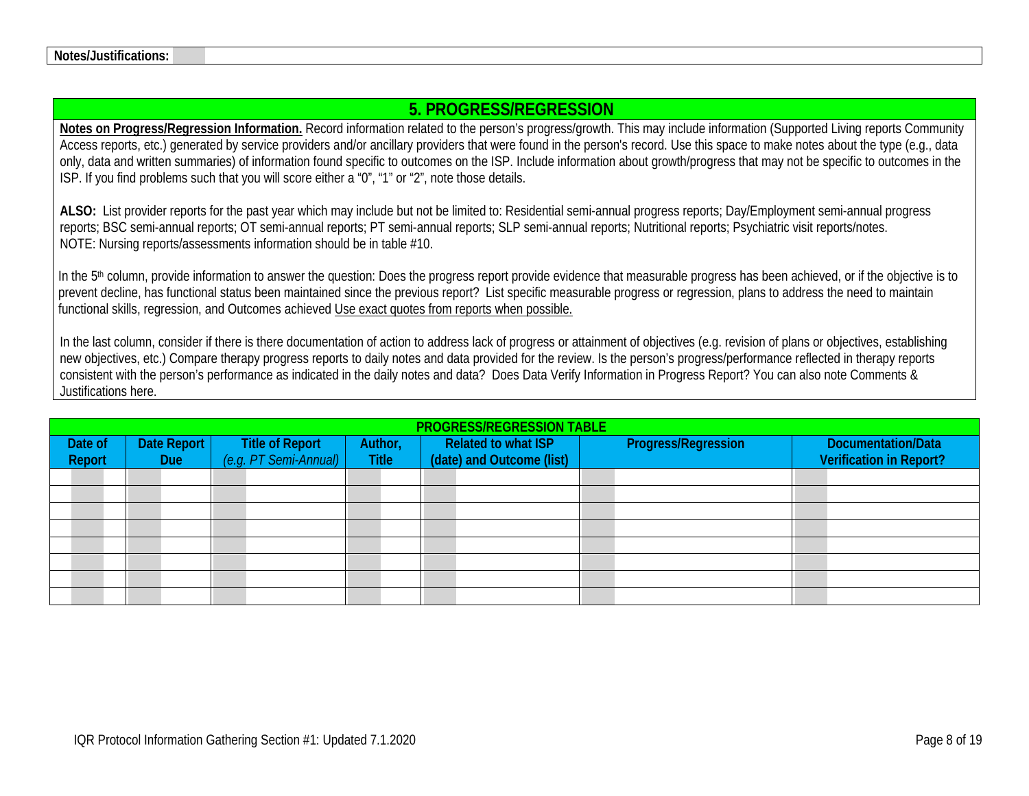**Notes/Justifications:**

## 5. PROGRESS/REGRESSION

**Notes on Progress/Regression Information.** Record information related to the person's progress/growth. This may include information (Supported Living reports Community Access reports, etc.) generated by service providers and/or ancillary providers that were found in the person's record. Use this space to make notes about the type (e.g., data only, data and written summaries) of information found specific to outcomes on the ISP. Include information about growth/progress that may not be specific to outcomes in the ISP. If you find problems such that you will score either a "0", "1" or "2", note those details.

**ALSO:** List provider reports for the past year which may include but not be limited to: Residential semi-annual progress reports; Day/Employment semi-annual progress reports; BSC semi-annual reports; OT semi-annual reports; PT semi-annual reports; SLP semi-annual reports; Nutritional reports; Psychiatric visit reports/notes.
NOTE: Nursing reports/assessments information should be in table #10.

In the 5th column, provide information to answer the question: Does the progress report provide evidence that measurable progress has been achieved, or if the objective is to prevent decline, has functional status been maintained since the previous report? List specific measurable progress or regression, plans to address the need to maintain functional skills, regression, and Outcomes achieved Use exact quotes from reports when possible.

In the last column, consider if there is there documentation of action to address lack of progress or attainment of objectives (e.g. revision of plans or objectives, establishing new objectives, etc.) Compare therapy progress reports to daily notes and data provided for the review. Is the person's progress/performance reflected in therapy reports consistent with the person's performance as indicated in the daily notes and data? Does Data Verify Information in Progress Report? You can also note Comments & Justifications here.

**PROGRESS/REGRESSION TABLE**

| Date of Report | Date Report Due | Title of Report *(e.g. PT Semi-Annual)* | Author, Title | Related to what ISP (date) and Outcome (list) | Progress/Regression | Documentation/Data Verification in Report? |
|---|---|---|---|---|---|---|
| | | | | | | |
| | | | | | | |
| | | | | | | |
| | | | | | | |
| | | | | | | |
| | | | | | | |
| | | | | | | |
| | | | | | | |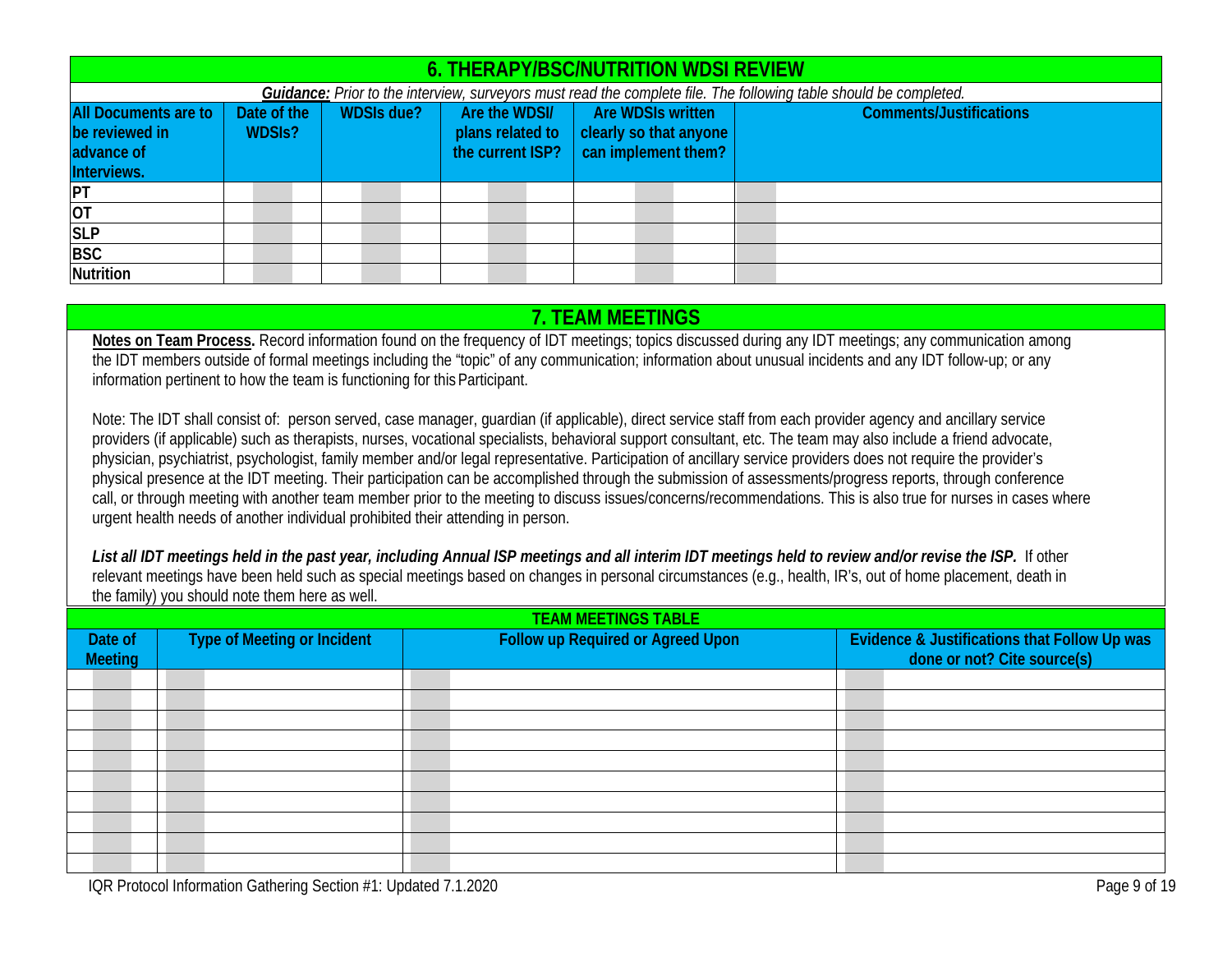## 6. THERAPY/BSC/NUTRITION WDSI REVIEW

***Guidance:*** *Prior to the interview, surveyors must read the complete file. The following table should be completed.*

| All Documents are to be reviewed in advance of Interviews. | Date of the WDSIs? | WDSIs due? | Are the WDSI/ plans related to the current ISP? | Are WDSIs written clearly so that anyone can implement them? | Comments/Justifications |
|---|---|---|---|---|---|
| PT | | | | | |
| OT | | | | | |
| SLP | | | | | |
| BSC | | | | | |
| Nutrition | | | | | |

## 7. TEAM MEETINGS

**Notes on Team Process.** Record information found on the frequency of IDT meetings; topics discussed during any IDT meetings; any communication among the IDT members outside of formal meetings including the "topic" of any communication; information about unusual incidents and any IDT follow-up; or any information pertinent to how the team is functioning for this Participant.

Note: The IDT shall consist of: person served, case manager, guardian (if applicable), direct service staff from each provider agency and ancillary service providers (if applicable) such as therapists, nurses, vocational specialists, behavioral support consultant, etc. The team may also include a friend advocate, physician, psychiatrist, psychologist, family member and/or legal representative. Participation of ancillary service providers does not require the provider's physical presence at the IDT meeting. Their participation can be accomplished through the submission of assessments/progress reports, through conference call, or through meeting with another team member prior to the meeting to discuss issues/concerns/recommendations. This is also true for nurses in cases where urgent health needs of another individual prohibited their attending in person.

***List all IDT meetings held in the past year, including Annual ISP meetings and all interim IDT meetings held to review and/or revise the ISP.*** If other relevant meetings have been held such as special meetings based on changes in personal circumstances (e.g., health, IR's, out of home placement, death in the family) you should note them here as well.

**TEAM MEETINGS TABLE**

| Date of Meeting | Type of Meeting or Incident | Follow up Required or Agreed Upon | Evidence & Justifications that Follow Up was done or not? Cite source(s) |
|---|---|---|---|
| | | | |
| | | | |
| | | | |
| | | | |
| | | | |
| | | | |
| | | | |
| | | | |
| | | | |
| | | | |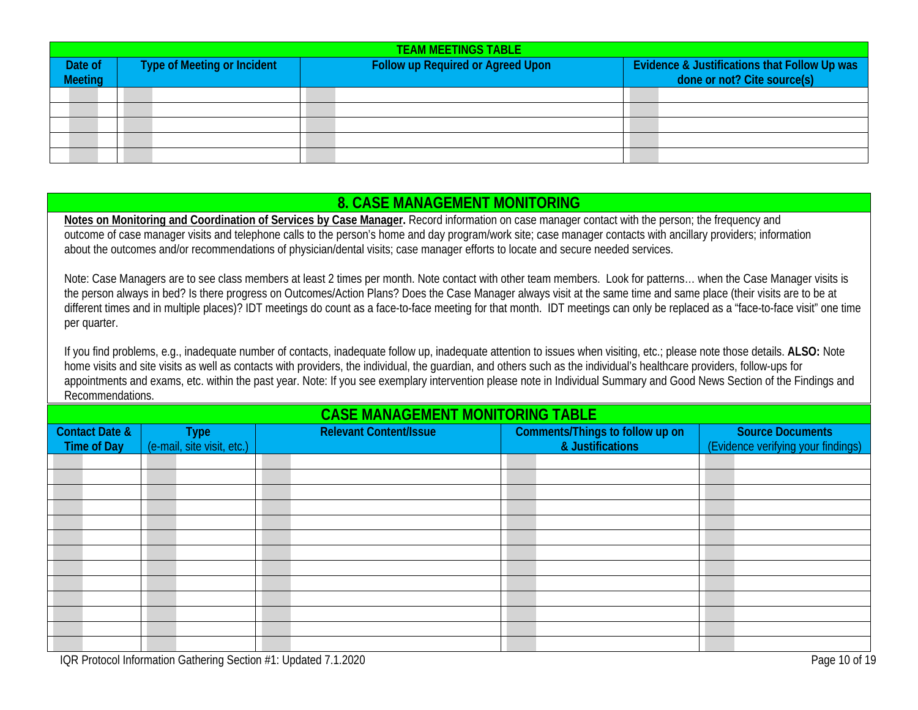| TEAM MEETINGS TABLE | | | |
|---|---|---|---|
| Date of Meeting | Type of Meeting or Incident | Follow up Required or Agreed Upon | Evidence & Justifications that Follow Up was done or not? Cite source(s) |
| | | | |
| | | | |
| | | | |
| | | | |
| | | | |

## 8. CASE MANAGEMENT MONITORING

**Notes on Monitoring and Coordination of Services by Case Manager.** Record information on case manager contact with the person; the frequency and outcome of case manager visits and telephone calls to the person's home and day program/work site; case manager contacts with ancillary providers; information about the outcomes and/or recommendations of physician/dental visits; case manager efforts to locate and secure needed services.

Note: Case Managers are to see class members at least 2 times per month. Note contact with other team members. Look for patterns… when the Case Manager visits is the person always in bed? Is there progress on Outcomes/Action Plans? Does the Case Manager always visit at the same time and same place (their visits are to be at different times and in multiple places)? IDT meetings do count as a face-to-face meeting for that month. IDT meetings can only be replaced as a "face-to-face visit" one time per quarter.

If you find problems, e.g., inadequate number of contacts, inadequate follow up, inadequate attention to issues when visiting, etc.; please note those details. **ALSO:** Note home visits and site visits as well as contacts with providers, the individual, the guardian, and others such as the individual's healthcare providers, follow-ups for appointments and exams, etc. within the past year. Note: If you see exemplary intervention please note in Individual Summary and Good News Section of the Findings and Recommendations.

| CASE MANAGEMENT MONITORING TABLE | | | | |
|---|---|---|---|---|
| Contact Date & Time of Day | Type (e-mail, site visit, etc.) | Relevant Content/Issue | Comments/Things to follow up on & Justifications | Source Documents (Evidence verifying your findings) |
| | | | | |
| | | | | |
| | | | | |
| | | | | |
| | | | | |
| | | | | |
| | | | | |
| | | | | |
| | | | | |
| | | | | |
| | | | | |
| | | | | |
| | | | | |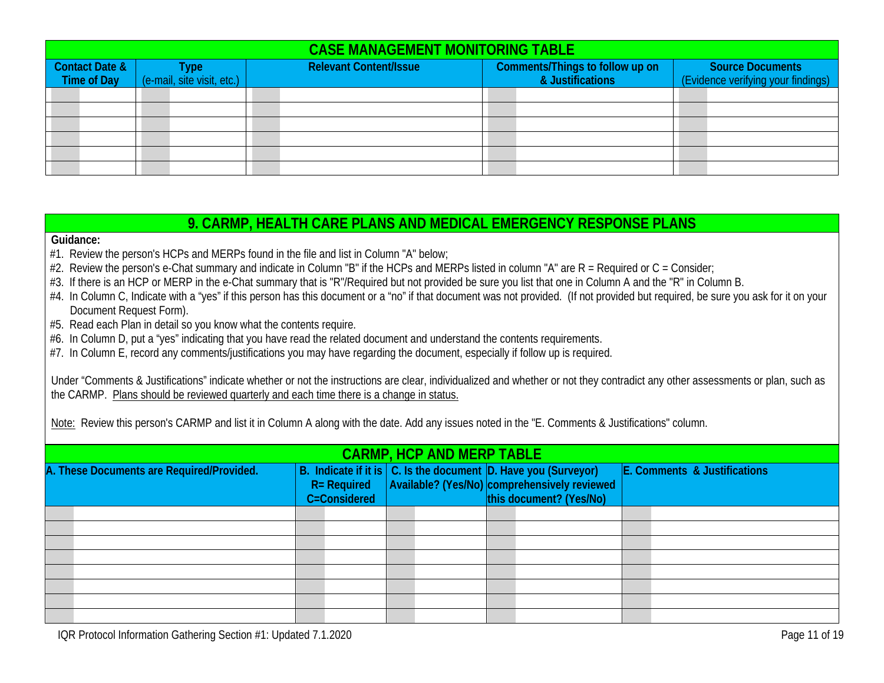## CASE MANAGEMENT MONITORING TABLE

| Contact Date & Time of Day | Type (e-mail, site visit, etc.) | Relevant Content/Issue | Comments/Things to follow up on & Justifications | Source Documents (Evidence verifying your findings) |
|---|---|---|---|---|
| | | | | |
| | | | | |
| | | | | |
| | | | | |
| | | | | |
| | | | | |

## 9. CARMP, HEALTH CARE PLANS AND MEDICAL EMERGENCY RESPONSE PLANS

**Guidance:**

#1. Review the person's HCPs and MERPs found in the file and list in Column "A" below;
#2. Review the person's e-Chat summary and indicate in Column "B" if the HCPs and MERPs listed in column "A" are R = Required or C = Consider;
#3. If there is an HCP or MERP in the e-Chat summary that is "R"/Required but not provided be sure you list that one in Column A and the "R" in Column B.
#4. In Column C, Indicate with a "yes" if this person has this document or a "no" if that document was not provided. (If not provided but required, be sure you ask for it on your Document Request Form).
#5. Read each Plan in detail so you know what the contents require.
#6. In Column D, put a "yes" indicating that you have read the related document and understand the contents requirements.
#7. In Column E, record any comments/justifications you may have regarding the document, especially if follow up is required.

Under "Comments & Justifications" indicate whether or not the instructions are clear, individualized and whether or not they contradict any other assessments or plan, such as the CARMP. Plans should be reviewed quarterly and each time there is a change in status.

Note: Review this person's CARMP and list it in Column A along with the date. Add any issues noted in the "E. Comments & Justifications" column.

### CARMP, HCP AND MERP TABLE

| A. These Documents are Required/Provided. | B. Indicate if it is R= Required C=Considered | C. Is the document Available? (Yes/No) | D. Have you (Surveyor) comprehensively reviewed this document? (Yes/No) | E. Comments & Justifications |
|---|---|---|---|---|
| | | | | |
| | | | | |
| | | | | |
| | | | | |
| | | | | |
| | | | | |
| | | | | |
| | | | | |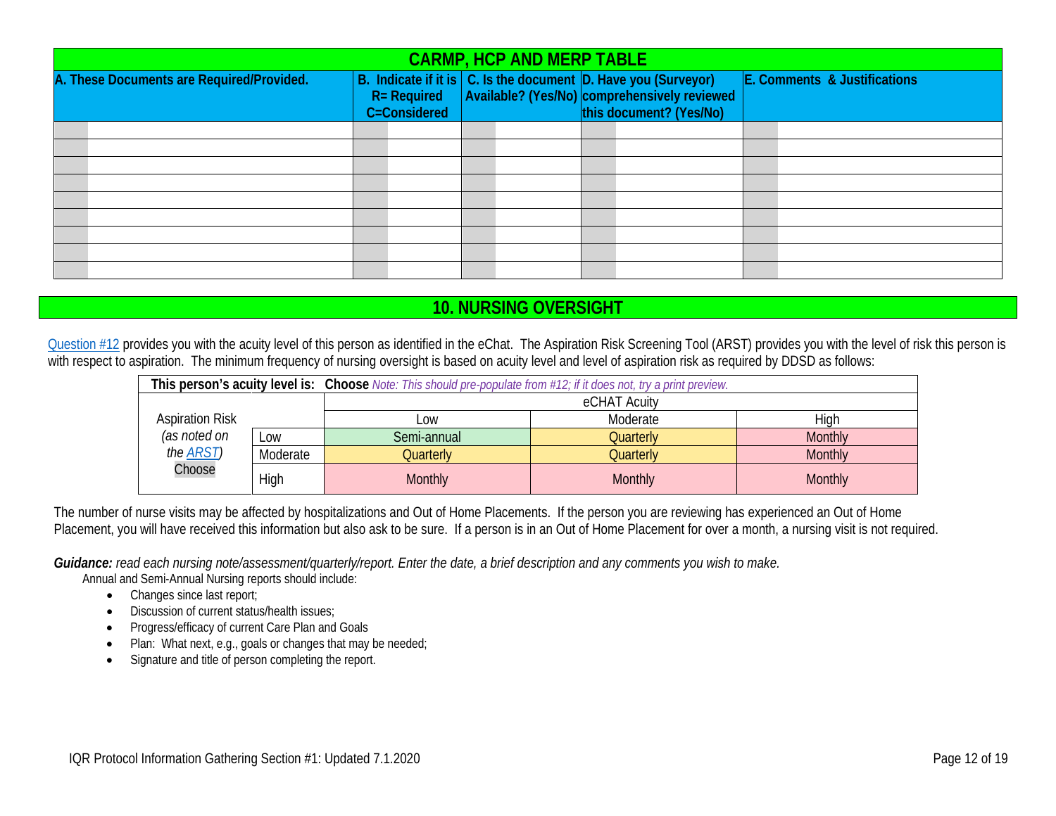## CARMP, HCP AND MERP TABLE

| A. These Documents are Required/Provided. | B. Indicate if it is R= Required C=Considered | C. Is the document Available? (Yes/No) | D. Have you (Surveyor) comprehensively reviewed this document? (Yes/No) | E. Comments & Justifications |
|---|---|---|---|---|
| | | | | |
| | | | | |
| | | | | |
| | | | | |
| | | | | |
| | | | | |
| | | | | |
| | | | | |
| | | | | |

## 10. NURSING OVERSIGHT

Question #12 provides you with the acuity level of this person as identified in the eChat. The Aspiration Risk Screening Tool (ARST) provides you with the level of risk this person is with respect to aspiration. The minimum frequency of nursing oversight is based on acuity level and level of aspiration risk as required by DDSD as follows:

| This person's acuity level is: | | **Choose** *Note: This should pre-populate from #12; if it does not, try a print preview.* | | |
|---|---|---|---|---|
| Aspiration Risk *(as noted on the ARST)* Choose | | eCHAT Acuity | | |
| | | Low | Moderate | High |
| | Low | Semi-annual | Quarterly | Monthly |
| | Moderate | Quarterly | Quarterly | Monthly |
| | High | Monthly | Monthly | Monthly |

The number of nurse visits may be affected by hospitalizations and Out of Home Placements. If the person you are reviewing has experienced an Out of Home Placement, you will have received this information but also ask to be sure. If a person is in an Out of Home Placement for over a month, a nursing visit is not required.

***Guidance:*** *read each nursing note/assessment/quarterly/report. Enter the date, a brief description and any comments you wish to make.*

Annual and Semi-Annual Nursing reports should include:

- Changes since last report;
- Discussion of current status/health issues;
- Progress/efficacy of current Care Plan and Goals
- Plan: What next, e.g., goals or changes that may be needed;
- Signature and title of person completing the report.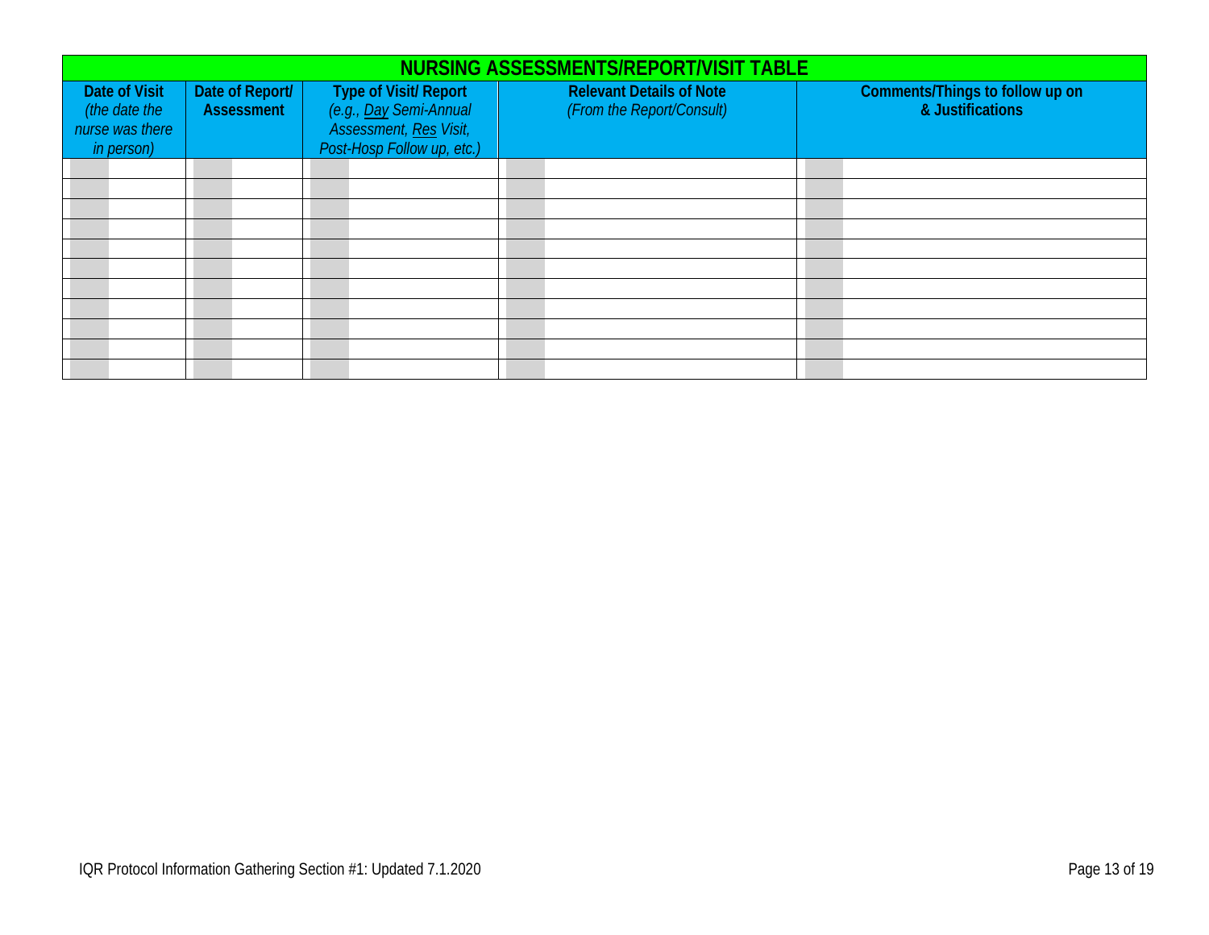| NURSING ASSESSMENTS/REPORT/VISIT TABLE | | | | |
|---|---|---|---|---|
| **Date of Visit** *(the date the nurse was there in person)* | **Date of Report/ Assessment** | **Type of Visit/ Report** *(e.g., Day Semi-Annual Assessment, Res Visit, Post-Hosp Follow up, etc.)* | **Relevant Details of Note** *(From the Report/Consult)* | **Comments/Things to follow up on & Justifications** |
| | | | | |
| | | | | |
| | | | | |
| | | | | |
| | | | | |
| | | | | |
| | | | | |
| | | | | |
| | | | | |
| | | | | |
| | | | | |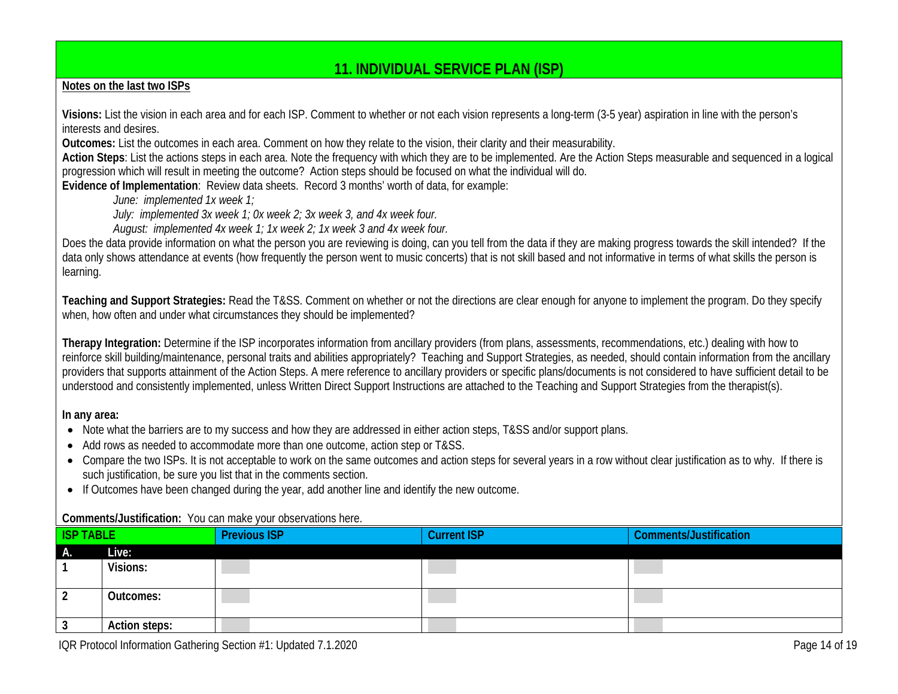## 11. INDIVIDUAL SERVICE PLAN (ISP)

**Notes on the last two ISPs**

**Visions:** List the vision in each area and for each ISP. Comment to whether or not each vision represents a long-term (3-5 year) aspiration in line with the person's interests and desires.

**Outcomes:** List the outcomes in each area. Comment on how they relate to the vision, their clarity and their measurability.

**Action Steps**: List the actions steps in each area. Note the frequency with which they are to be implemented. Are the Action Steps measurable and sequenced in a logical progression which will result in meeting the outcome? Action steps should be focused on what the individual will do.

**Evidence of Implementation**: Review data sheets. Record 3 months' worth of data, for example:

> *June: implemented 1x week 1;*
> *July: implemented 3x week 1; 0x week 2; 3x week 3, and 4x week four.*
> *August: implemented 4x week 1; 1x week 2; 1x week 3 and 4x week four.*

Does the data provide information on what the person you are reviewing is doing, can you tell from the data if they are making progress towards the skill intended? If the data only shows attendance at events (how frequently the person went to music concerts) that is not skill based and not informative in terms of what skills the person is learning.

**Teaching and Support Strategies:** Read the T&SS. Comment on whether or not the directions are clear enough for anyone to implement the program. Do they specify when, how often and under what circumstances they should be implemented?

**Therapy Integration:** Determine if the ISP incorporates information from ancillary providers (from plans, assessments, recommendations, etc.) dealing with how to reinforce skill building/maintenance, personal traits and abilities appropriately? Teaching and Support Strategies, as needed, should contain information from the ancillary providers that supports attainment of the Action Steps. A mere reference to ancillary providers or specific plans/documents is not considered to have sufficient detail to be understood and consistently implemented, unless Written Direct Support Instructions are attached to the Teaching and Support Strategies from the therapist(s).

**In any area:**

- Note what the barriers are to my success and how they are addressed in either action steps, T&SS and/or support plans.
- Add rows as needed to accommodate more than one outcome, action step or T&SS.
- Compare the two ISPs. It is not acceptable to work on the same outcomes and action steps for several years in a row without clear justification as to why. If there is such justification, be sure you list that in the comments section.
- If Outcomes have been changed during the year, add another line and identify the new outcome.

**Comments/Justification:** You can make your observations here.

| ISP TABLE | | Previous ISP | Current ISP | Comments/Justification |
|---|---|---|---|---|
| **A.** | **Live:** | | | |
| 1 | **Visions:** | | | |
| 2 | **Outcomes:** | | | |
| 3 | **Action steps:** | | | |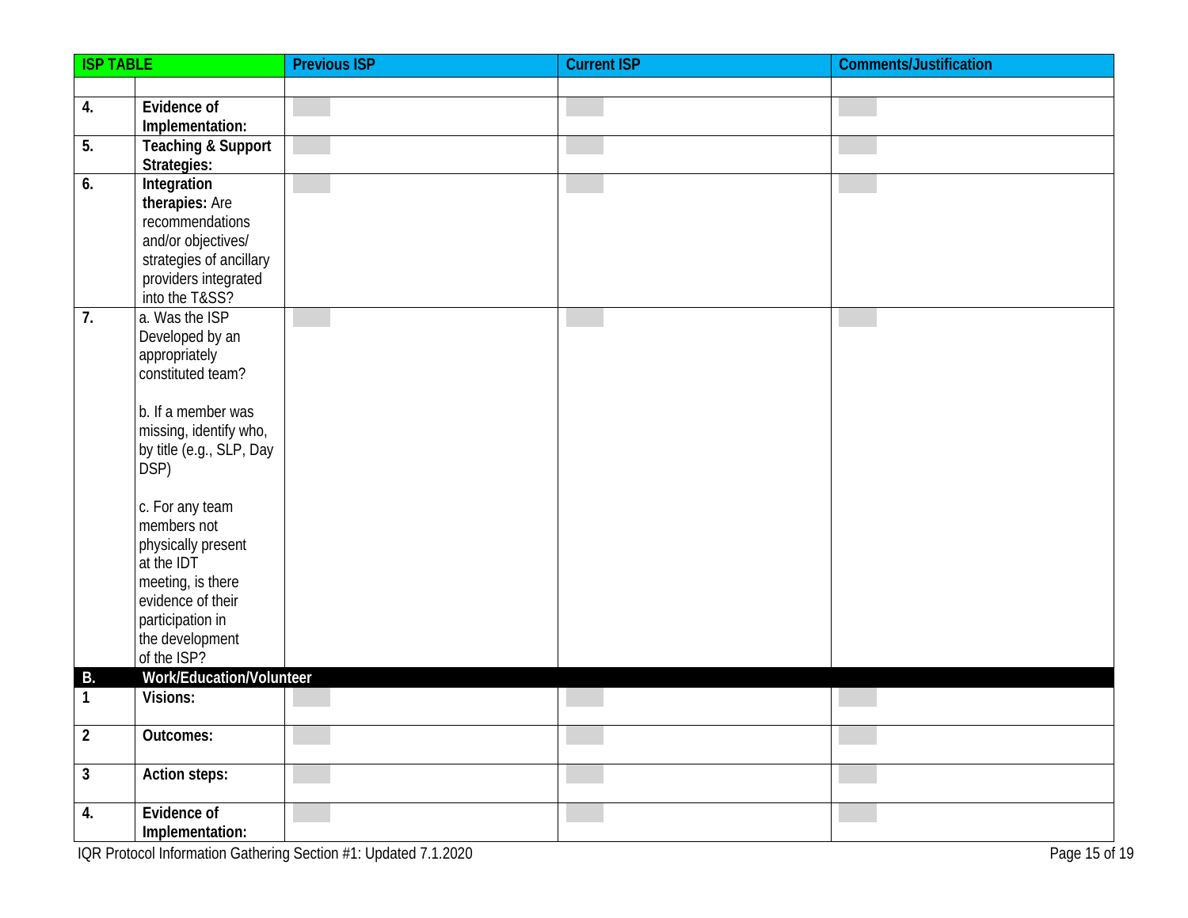| ISP TABLE | | Previous ISP | Current ISP | Comments/Justification |
|---|---|---|---|---|
| | | | | |
| 4. | **Evidence of Implementation:** | | | |
| 5. | **Teaching & Support Strategies:** | | | |
| 6. | **Integration therapies:** Are recommendations and/or objectives/ strategies of ancillary providers integrated into the T&SS? | | | |
| 7. | a. Was the ISP Developed by an appropriately constituted team?<br><br>b. If a member was missing, identify who, by title (e.g., SLP, Day DSP)<br><br>c. For any team members not physically present at the IDT meeting, is there evidence of their participation in the development of the ISP? | | | |
| **B.** | **Work/Education/Volunteer** | | | |
| 1 | **Visions:** | | | |
| 2 | **Outcomes:** | | | |
| 3 | **Action steps:** | | | |
| 4. | **Evidence of Implementation:** | | | |

IQR Protocol Information Gathering Section #1: Updated 7.1.2020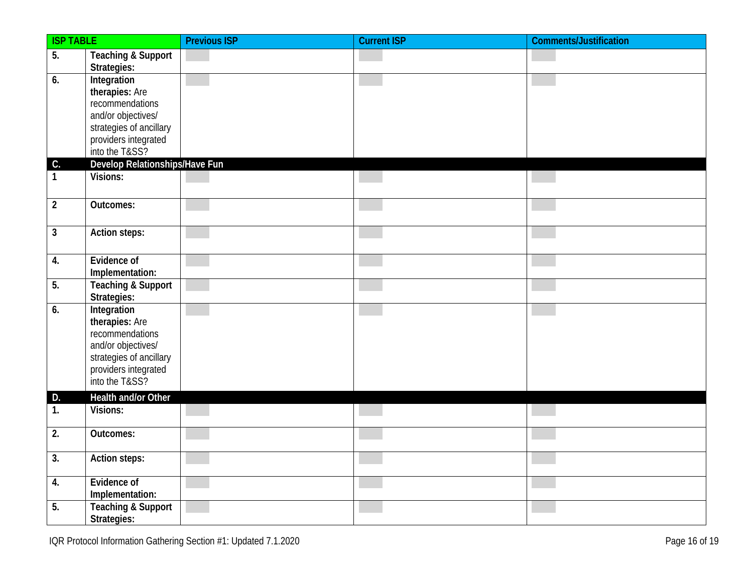| ISP TABLE | | Previous ISP | Current ISP | Comments/Justification |
|---|---|---|---|---|
| 5. | **Teaching & Support Strategies:** | | | |
| 6. | **Integration therapies:** Are recommendations and/or objectives/ strategies of ancillary providers integrated into the T&SS? | | | |
| **C.** | **Develop Relationships/Have Fun** | | | |
| 1 | **Visions:** | | | |
| 2 | **Outcomes:** | | | |
| 3 | **Action steps:** | | | |
| 4. | **Evidence of Implementation:** | | | |
| 5. | **Teaching & Support Strategies:** | | | |
| 6. | **Integration therapies:** Are recommendations and/or objectives/ strategies of ancillary providers integrated into the T&SS? | | | |
| **D.** | **Health and/or Other** | | | |
| 1. | **Visions:** | | | |
| 2. | **Outcomes:** | | | |
| 3. | **Action steps:** | | | |
| 4. | **Evidence of Implementation:** | | | |
| 5. | **Teaching & Support Strategies:** | | | |

IQR Protocol Information Gathering Section #1: Updated 7.1.2020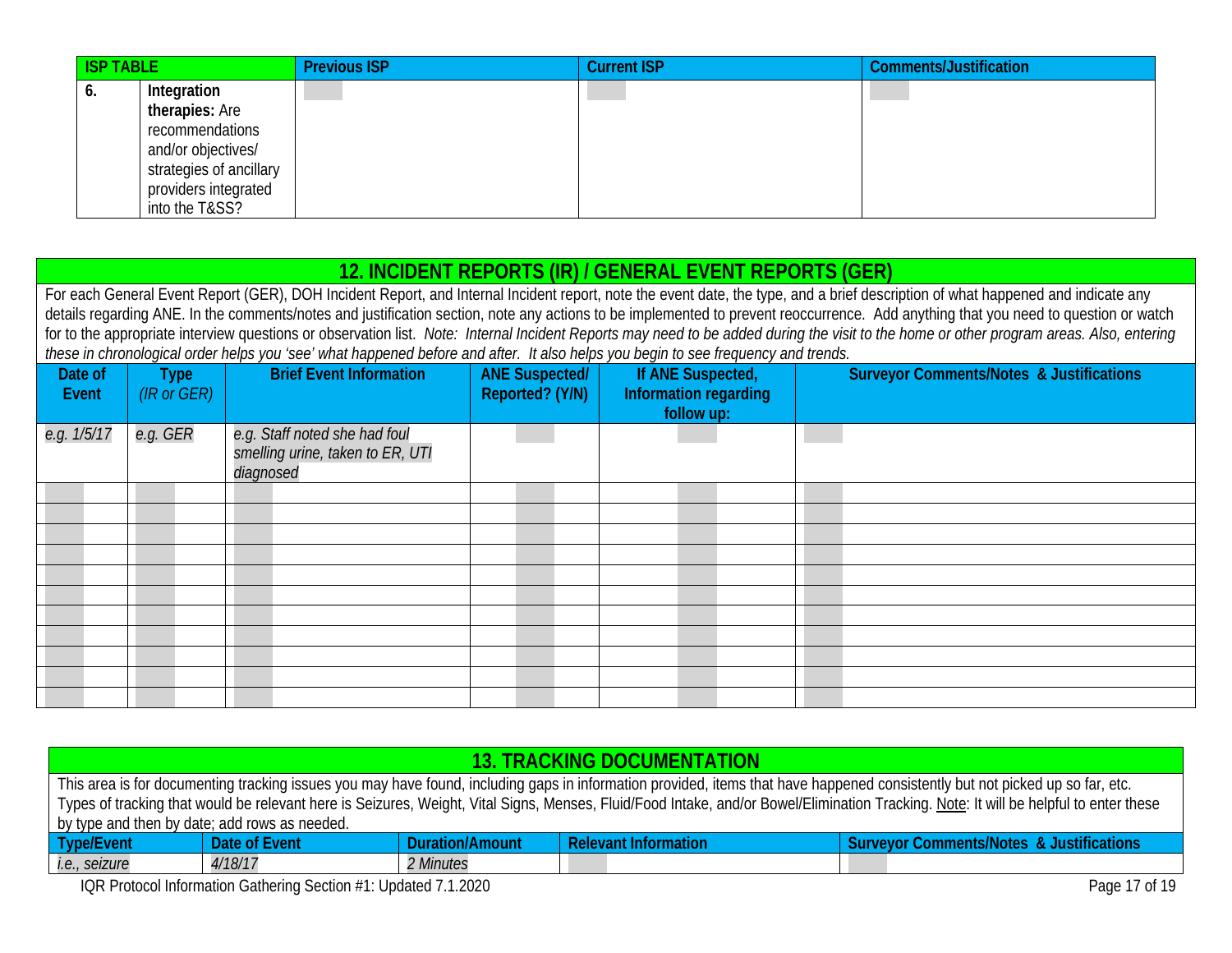| ISP TABLE | | Previous ISP | Current ISP | Comments/Justification |
|---|---|---|---|---|
| 6. | **Integration therapies:** Are recommendations and/or objectives/ strategies of ancillary providers integrated into the T&SS? | | | |

## 12. INCIDENT REPORTS (IR) / GENERAL EVENT REPORTS (GER)

For each General Event Report (GER), DOH Incident Report, and Internal Incident report, note the event date, the type, and a brief description of what happened and indicate any details regarding ANE. In the comments/notes and justification section, note any actions to be implemented to prevent reoccurrence. Add anything that you need to question or watch for to the appropriate interview questions or observation list. *Note: Internal Incident Reports may need to be added during the visit to the home or other program areas. Also, entering these in chronological order helps you 'see' what happened before and after. It also helps you begin to see frequency and trends.*

| Date of Event | Type *(IR or GER)* | Brief Event Information | ANE Suspected/ Reported? (Y/N) | If ANE Suspected, Information regarding follow up: | Surveyor Comments/Notes & Justifications |
|---|---|---|---|---|---|
| *e.g. 1/5/17* | *e.g. GER* | *e.g. Staff noted she had foul smelling urine, taken to ER, UTI diagnosed* | | | |
| | | | | | |
| | | | | | |
| | | | | | |
| | | | | | |
| | | | | | |
| | | | | | |
| | | | | | |
| | | | | | |
| | | | | | |
| | | | | | |
| | | | | | |

## 13. TRACKING DOCUMENTATION

This area is for documenting tracking issues you may have found, including gaps in information provided, items that have happened consistently but not picked up so far, etc. Types of tracking that would be relevant here is Seizures, Weight, Vital Signs, Menses, Fluid/Food Intake, and/or Bowel/Elimination Tracking. Note: It will be helpful to enter these by type and then by date; add rows as needed.

| Type/Event | Date of Event | Duration/Amount | Relevant Information | Surveyor Comments/Notes & Justifications |
|---|---|---|---|---|
| *i.e., seizure* | *4/18/17* | *2 Minutes* | | |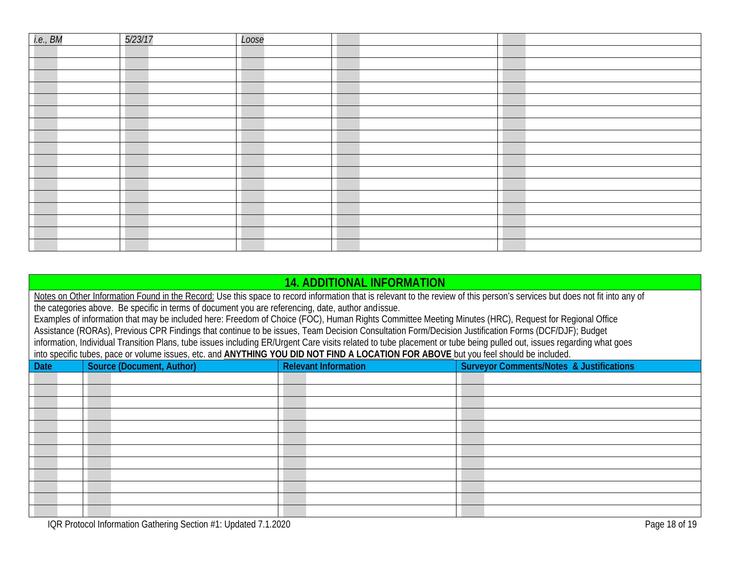| | | | | |
|---|---|---|---|---|
| *i.e., BM* | *5/23/17* | *Loose* | | |
| | | | | |
| | | | | |
| | | | | |
| | | | | |
| | | | | |
| | | | | |
| | | | | |
| | | | | |
| | | | | |
| | | | | |
| | | | | |
| | | | | |
| | | | | |
| | | | | |
| | | | | |
| | | | | |
| | | | | |

## 14. ADDITIONAL INFORMATION

Notes on Other Information Found in the Record: Use this space to record information that is relevant to the review of this person's services but does not fit into any of the categories above. Be specific in terms of document you are referencing, date, author and issue.

Examples of information that may be included here: Freedom of Choice (FOC), Human Rights Committee Meeting Minutes (HRC), Request for Regional Office Assistance (RORAs), Previous CPR Findings that continue to be issues, Team Decision Consultation Form/Decision Justification Forms (DCF/DJF); Budget information, Individual Transition Plans, tube issues including ER/Urgent Care visits related to tube placement or tube being pulled out, issues regarding what goes into specific tubes, pace or volume issues, etc. and **ANYTHING YOU DID NOT FIND A LOCATION FOR ABOVE** but you feel should be included.

| Date | Source (Document, Author) | Relevant Information | Surveyor Comments/Notes & Justifications |
|---|---|---|---|
| | | | |
| | | | |
| | | | |
| | | | |
| | | | |
| | | | |
| | | | |
| | | | |
| | | | |
| | | | |
| | | | |
| | | | |

IQR Protocol Information Gathering Section #1: Updated 7.1.2020